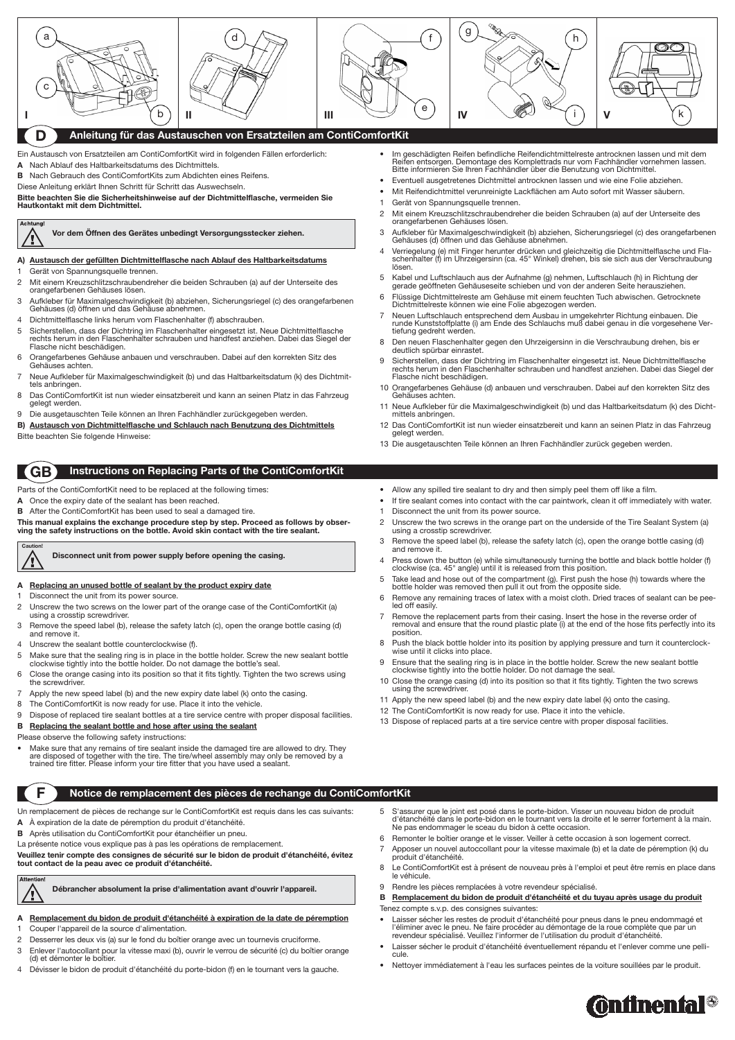I a b c II d III e f IV g h i V k

## D Anleitung für das Austauschen von Ersatzteilen am ContiComfortKit

Ein Austausch von Ersatzteilen am ContiComfortKit wird in folgenden Fällen erforderlich:

**A** Nach Ablauf des Haltbarkeitsdatums des Dichtmittels.

**B** Nach Gebrauch des ContiComfortKits zum Abdichten eines Reifens.

Diese Anleitung erklärt Ihnen Schritt für Schritt das Auswechseln.

**Bitte beachten Sie die Sicherheitshinweise auf der Dichtmittelflasche, vermeiden Sie Hautkontakt mit dem Dichtmittel.**

Achtung!

**Vor dem Öffnen des Gerätes unbedingt Versorgungsstecker ziehen.**

**A) Austausch der gefüllten Dichtmittelflasche nach Ablauf des Haltbarkeitsdatums**

1. Gerät von Spannungsquelle trennen.
2. Mit einem Kreuzschlitzschraubendreher die beiden Schrauben (a) auf der Unterseite des orangefarbenen Gehäuses lösen.
3. Aufkleber für Maximalgeschwindigkeit (b) abziehen, Sicherungsriegel (c) des orangefarbenen Gehäuses (d) öffnen und das Gehäuse abnehmen.
4. Dichtmittelflasche links herum vom Flaschenhalter (f) abschrauben.
5. Sicherstellen, dass der Dichtring im Flaschenhalter eingesetzt ist. Neue Dichtmittelflasche rechts herum in den Flaschenhalter schrauben und handfest anziehen. Dabei das Siegel der Flasche nicht beschädigen.
6. Orangefarbenes Gehäuse anbauen und verschrauben. Dabei auf den korrekten Sitz des Gehäuses achten.
7. Neue Aufkleber für Maximalgeschwindigkeit (b) und das Haltbarkeitsdatum (k) des Dichtmittels anbringen.
8. Das ContiComfortKit ist nun wieder einsatzbereit und kann an seinen Platz in das Fahrzeug gelegt werden.
9. Die ausgetauschten Teile können an Ihren Fachhändler zurückgegeben werden.

**B) Austausch von Dichtmittelflasche und Schlauch nach Benutzung des Dichtmittels**

Bitte beachten Sie folgende Hinweise:

- Im geschädigten Reifen befindliche Reifendichtmittelreste antrocknen lassen und mit dem Reifen entsorgen. Demontage des Komplettrads nur vom Fachhändler vornehmen lassen. Bitte informieren Sie Ihren Fachhändler über die Benutzung von Dichtmittel.
- Eventuell ausgetretenes Dichtmittel antrocknen lassen und wie eine Folie abziehen.
- Mit Reifendichtmittel verunreinigte Lackflächen am Auto sofort mit Wasser säubern.

1. Gerät von Spannungsquelle trennen.
2. Mit einem Kreuzschlitzschraubendreher die beiden Schrauben (a) auf der Unterseite des orangefarbenen Gehäuses lösen.
3. Aufkleber für Maximalgeschwindigkeit (b) abziehen, Sicherungsriegel (c) des orangefarbenen Gehäuses (d) öffnen und das Gehäuse abnehmen.
4. Verriegelung (e) mit Finger herunter drücken und gleichzeitig die Dichtmittelflasche und Flaschenhalter (f) im Uhrzeigersinn (ca. 45° Winkel) drehen, bis sie sich aus der Verschraubung lösen.
5. Kabel und Luftschlauch aus der Aufnahme (g) nehmen, Luftschlauch (h) in Richtung der gerade geöffneten Gehäuseseite schieben und von der anderen Seite herausziehen.
6. Flüssige Dichtmittelreste am Gehäuse mit einem feuchten Tuch abwischen. Getrocknete Dichtmittelreste können wie eine Folie abgezogen werden.
7. Neuen Luftschlauch entsprechend dem Ausbau in umgekehrter Richtung einbauen. Die runde Kunststoffplatte (i) am Ende des Schlauchs muß dabei genau in die vorgesehene Vertiefung gedreht werden.
8. Den neuen Flaschenhalter gegen den Uhrzeigersinn in die Verschraubung drehen, bis er deutlich spürbar einrastet.
9. Sicherstellen, dass der Dichtring im Flaschenhalter eingesetzt ist. Neue Dichtmittelflasche rechts herum in den Flaschenhalter schrauben und handfest anziehen. Dabei das Siegel der Flasche nicht beschädigen.
10. Orangefarbenes Gehäuse (d) anbauen und verschrauben. Dabei auf den korrekten Sitz des Gehäuses achten.
11. Neue Aufkleber für die Maximalgeschwindigkeit (b) und das Haltbarkeitsdatum (k) des Dichtmittels anbringen.
12. Das ContiComfortKit ist nun wieder einsatzbereit und kann an seinen Platz in das Fahrzeug gelegt werden.
13. Die ausgetauschten Teile können an Ihren Fachhändler zurück gegeben werden.

## GB Instructions on Replacing Parts of the ContiComfortKit

Parts of the ContiComfortKit need to be replaced at the following times:

**A** Once the expiry date of the sealant has been reached.

**B** After the ContiComfortKit has been used to seal a damaged tire.

**This manual explains the exchange procedure step by step. Proceed as follows by observing the safety instructions on the bottle. Avoid skin contact with the tire sealant.**

Caution!

**Disconnect unit from power supply before opening the casing.**

**A Replacing an unused bottle of sealant by the product expiry date**

1. Disconnect the unit from its power source.
2. Unscrew the two screws on the lower part of the orange case of the ContiComfortKit (a) using a crosstip screwdriver.
3. Remove the speed label (b), release the safety latch (c), open the orange bottle casing (d) and remove it.
4. Unscrew the sealant bottle counterclockwise (f).
5. Make sure that the sealing ring is in place in the bottle holder. Screw the new sealant bottle clockwise tightly into the bottle holder. Do not damage the bottle's seal.
6. Close the orange casing into its position so that it fits tightly. Tighten the two screws using the screwdriver.
7. Apply the new speed label (b) and the new expiry date label (k) onto the casing.
8. The ContiComfortKit is now ready for use. Place it into the vehicle.
9. Dispose of replaced tire sealant bottles at a tire service centre with proper disposal facilities.

**B Replacing the sealant bottle and hose after using the sealant**

Please observe the following safety instructions:

- Make sure that any remains of tire sealant inside the damaged tire are allowed to dry. They are disposed of together with the tire. The tire/wheel assembly may only be removed by a trained tire fitter. Please inform your tire fitter that you have used a sealant.
- Allow any spilled tire sealant to dry and then simply peel them off like a film.
- If tire sealant comes into contact with the car paintwork, clean it off immediately with water.

1. Disconnect the unit from its power source.
2. Unscrew the two screws in the orange part on the underside of the Tire Sealant System (a) using a crosstip screwdriver.
3. Remove the speed label (b), release the safety latch (c), open the orange bottle casing (d) and remove it.
4. Press down the button (e) while simultaneously turning the bottle and black bottle holder (f) clockwise (ca. 45° angle) until it is released from this position.
5. Take lead and hose out of the compartment (g). First push the hose (h) towards where the bottle holder was removed then pull it out from the opposite side.
6. Remove any remaining traces of latex with a moist cloth. Dried traces of sealant can be peeled off easily.
7. Remove the replacement parts from their casing. Insert the hose in the reverse order of removal and ensure that the round plastic plate (i) at the end of the hose fits perfectly into its position.
8. Push the black bottle holder into its position by applying pressure and turn it counterclockwise until it clicks into place.
9. Ensure that the sealing ring is in place in the bottle holder. Screw the new sealant bottle clockwise tightly into the bottle holder. Do not damage the seal.
10. Close the orange casing (d) into its position so that it fits tightly. Tighten the two screws using the screwdriver.
11. Apply the new speed label (b) and the new expiry date label (k) onto the casing.
12. The ContiComfortKit is now ready for use. Place it into the vehicle.
13. Dispose of replaced parts at a tire service centre with proper disposal facilities.

## F Notice de remplacement des pièces de rechange du ContiComfortKit

Un remplacement de pièces de rechange sur le ContiComfortKit est requis dans les cas suivants:

**A** À expiration de la date de péremption du produit d'étanchéité.

**B** Après utilisation du ContiComfortKit pour étanchéifier un pneu.

La présente notice vous explique pas à pas les opérations de remplacement.

**Veuillez tenir compte des consignes de sécurité sur le bidon de produit d'étanchéité, évitez tout contact de la peau avec ce produit d'étanchéité.**

Attention!

**Débrancher absolument la prise d'alimentation avant d'ouvrir l'appareil.**

**A Remplacement du bidon de produit d'étanchéité à expiration de la date de péremption**

1. Couper l'appareil de la source d'alimentation.
2. Desserrer les deux vis (a) sur le fond du boîtier orange avec un tournevis cruciforme.
3. Enlever l'autocollant pour la vitesse maxi (b), ouvrir le verrou de sécurité (c) du boîtier orange (d) et démonter le boîtier.
4. Dévisser le bidon de produit d'étanchéité du porte-bidon (f) en le tournant vers la gauche.
5. S'assurer que le joint est posé dans le porte-bidon. Visser un nouveau bidon de produit d'étanchéité dans le porte-bidon en le tournant vers la droite et le serrer fortement à la main. Ne pas endommager le sceau du bidon à cette occasion.
6. Remonter le boîtier orange et le visser. Veiller à cette occasion à son logement correct.
7. Apposer un nouvel autocollant pour la vitesse maximale (b) et la date de péremption (k) du produit d'étanchéité.
8. Le ContiComfortKit est à présent de nouveau près à l'emploi et peut être remis en place dans le véhicule.
9. Rendre les pièces remplacées à votre revendeur spécialisé.

**B Remplacement du bidon de produit d'étanchéité et du tuyau après usage du produit**

Tenez compte s.v.p. des consignes suivantes:

- Laisser sécher les restes de produit d'étanchéité pour pneus dans le pneu endommagé et l'éliminer avec le pneu. Ne faire procéder au démontage de la roue complète que par un revendeur spécialisé. Veuillez l'informer de l'utilisation du produit d'étanchéité.
- Laisser sécher le produit d'étanchéité éventuellement répandu et l'enlever comme une pellicule.
- Nettoyer immédiatement à l'eau les surfaces peintes de la voiture souillées par le produit.

Continental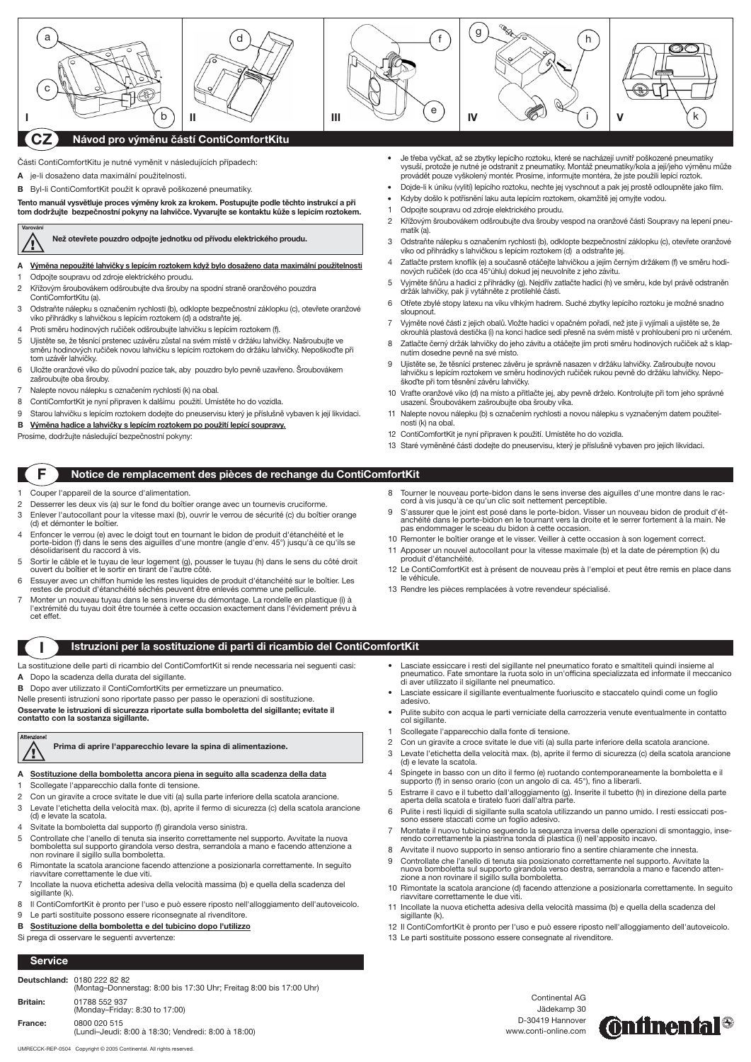I   II   III   IV   V

a b c d e f g h i k

## CZ Návod pro výměnu částí ContiComfortKitu

Části ContiComfortKitu je nutné vyměnit v následujících případech:

**A** je-li dosaženo data maximální použitelnosti.

**B** Byl-li ContiComfortKit použit k opravě poškozené pneumatiky.

**Tento manuál vysvětluje proces výměny krok za krokem. Postupujte podle těchto instrukcí a při tom dodržujte bezpečnostní pokyny na lahvičce. Vyvarujte se kontaktu kůže s lepícím roztokem.**

> Varování
>
> **Než otevřete pouzdro odpojte jednotku od přívodu elektrického proudu.**

**A Výměna nepoužité lahvičky s lepícím roztokem když bylo dosaženo data maximální použitelnosti**

1 Odpojte soupravu od zdroje elektrického proudu.
2 Křížovým šroubovákem odšroubujte dva šrouby na spodní straně oranžového pouzdra ContiComfortKitu (a).
3 Odstraňte nálepku s označením rychlosti (b), odklopte bezpečnostní záklopku (c), otevřete oranžové víko přihrádky s lahvičkou s lepícím roztokem (d) a odstraňte jej.
4 Proti směru hodinových ručiček odšroubujte lahvičku s lepícím roztokem (f).
5 Ujistěte se, že těsnící prstenec uzávěru zůstal na svém místě v držáku lahvičky. Našroubujte ve směru hodinových ručiček novou lahvičku s lepícím roztokem do držáku lahvičky. Nepoškoďte při tom uzávěr lahvičky.
6 Uložte oranžové víko do původní pozice tak, aby pouzdro bylo pevně uzavřeno. Šroubovákem zašroubujte oba šrouby.
7 Nalepte novou nálepku s označením rychlosti (k) na obal.
8 ContiComfortKit je nyní připraven k dalšímu použití. Umístěte ho do vozidla.
9 Starou lahvičku s lepícím roztokem dodejte do pneuservisu který je příslušně vybaven k její likvidaci.

**B Výměna hadice a lahvičky s lepícím roztokem po použití lepící soupravy.**

Prosíme, dodržujte následující bezpečnostní pokyny:

- Je třeba vyčkat, až se zbytky lepícího roztoku, které se nacházejí uvnitř poškozené pneumatiky vysuší, protože je nutné je odstranit z pneumatiky. Montáž pneumatiky/kola a její/jeho výměnu může provádět pouze vyškolený montér. Prosíme, informujte montéra, že jste použili lepící roztok.
- Dojde-li k úniku (vylití) lepícího roztoku, nechte jej vyschnout a pak jej prostě odloupněte jako film.
- Kdyby došlo k potřísnění laku auta lepícím roztokem, okamžitě jej omyjte vodou.

1 Odpojte soupravu od zdroje elektrického proudu.
2 Křížovým šroubovákem odšroubujte dva šrouby vespod na oranžové části Soupravy na lepení pneumatik (a).
3 Odstraňte nálepku s označením rychlosti (b), odklopte bezpečnostní základní (c), otevřete oranžové víko od přihrádky s lahvičkou s lepícím roztokem (d) a odstraňte jej.
4 Zatlačte prstem knoflík (e) a současně otáčejte lahvičkou a jejím černým držákem (f) ve směru hodinových ručiček (do cca 45°úhlu) dokud jej neuvolníte z jeho závitu.
5 Vyjměte šňůru a hadici z přihrádky (g). Nejdřív zatlačte hadici (h) ve směru, kde byl právě odstraněn držák lahvičky, pak ji vytáhněte z protilehlé části.
6 Otřete zbylé stopy latexu na víku vlhkým hadrem. Suché zbytky lepícího roztoku je možné snadno sloupnout.
7 Vyjměte nové části z jejich obalů. Vložte hadici v opačném pořadí, než jste ji vyjímali a ujistěte se, že okrouhlá plastová destička (i) na konci hadice sedí přesně na svém místě v prohloubení pro ni určeném.
8 Zatlačte černý držák lahvičky do jeho závitu a otáčejte jím proti směru hodinových ručiček až s klapnutím dosedne pevně na své místo.
9 Ujistěte se, že těsnící prstenec závěru je správně nasazen v držáku lahvičky. Zašroubujte novou lahvičku s lepícím roztokem ve směru hodinových ručiček rukou pevně do držáku lahvičky. Nepoškoďte při tom těsnění závěru lahvičky.
10 Vraťte oranžové víko (d) na místo a přitlačte jej, aby pevně drželo. Kontrolujte při tom jeho správné usazení. Šroubovákem zašroubujte oba šrouby víka.
11 Nalepte novou nálepku (b) s označením rychlosti a novou nálepku s vyznačeným datem použitelnosti (k) na obal.
12 ContiComfortKit je nyní připraven k použití. Umístěte ho do vozidla.
13 Staré vyměněné části dodejte do pneuservisu, který je příslušně vybaven pro jejich likvidaci.

## F Notice de remplacement des pièces de rechange du ContiComfortKit

1 Couper l'appareil de la source d'alimentation.
2 Desserrer les deux vis (a) sur le fond du boîtier orange avec un tournevis cruciforme.
3 Enlever l'autocollant pour la vitesse maxi (b), ouvrir le verrou de sécurité (c) du boîtier orange (d) et démonter le boîtier.
4 Enfoncer le verrou (e) avec le doigt tout en tournant le bidon de produit d'étanchéité et le porte-bidon (f) dans le sens des aiguilles d'une montre (angle d'env. 45°) jusqu'à ce qu'ils se désolidarisent du raccord à vis.
5 Sortir le câble et le tuyau de leur logement (g), pousser le tuyau (h) dans le sens du côté droit ouvert du boîtier et le sortir en tirant de l'autre côté.
6 Essuyer avec un chiffon humide les restes liquides de produit d'étanchéité sur le boîtier. Les restes de produit d'étanchéité séchés peuvent être enlevés comme une pellicule.
7 Monter un nouveau tuyau dans le sens inverse du démontage. La rondelle en plastique (i) à l'extrémité du tuyau doit être tournée à cette occasion exactement dans l'évidement prévu à cet effet.
8 Tourner le nouveau porte-bidon dans le sens inverse des aiguilles d'une montre dans le raccord à vis jusqu'à ce qu'un clic soit nettement perceptible.
9 S'assurer que le joint est posé dans le porte-bidon. Visser un nouveau bidon de produit d'étanchéité dans le porte-bidon en le tournant vers la droite et le serrer fortement à la main. Ne pas endommager le sceau du bidon à cette occasion.
10 Remonter le boîtier orange et le visser. Veiller à cette occasion à son logement correct.
11 Apposer un nouvel autocollant pour la vitesse maximale (b) et la date de péremption (k) du produit d'étanchéité.
12 Le ContiComfortKit est à présent de nouveau près à l'emploi et peut être remis en place dans le véhicule.
13 Rendre les pièces remplacées à votre revendeur spécialisé.

## I Istruzioni per la sostituzione di parti di ricambio del ContiComfortKit

La sostituzione delle parti di ricambio del ContiComfortKit si rende necessaria nei seguenti casi:

**A** Dopo la scadenza della durata del sigillante.

**B** Dopo aver utilizzato il ContiComfortKits per ermetizzare un pneumatico.

Nelle presenti istruzioni sono riportate passo per passo le operazioni di sostituzione.

**Osservate le istruzioni di sicurezza riportate sulla bomboletta del sigillante; evitate il contatto con la sostanza sigillante.**

> Attenzione!
>
> **Prima di aprire l'apparecchio levare la spina di alimentazione.**

**A Sostituzione della bomboletta ancora piena in seguito alla scadenza della data**

1 Scollegate l'apparecchio dalla fonte di tensione.
2 Con un giravite a croce svitate le due viti (a) sulla parte inferiore della scatola arancione.
3 Levate l'etichetta della velocità max. (b), aprite il fermo di sicurezza (c) della scatola arancione (d) e levate la scatola.
4 Svitate la bomboletta dal supporto (f) girandola verso sinistra.
5 Controllate che l'anello di tenuta sia inserito correttamente nel supporto. Avvitate la nuova bomboletta sul supporto girandola verso destra, serrandola a mano e facendo attenzione a non rovinare il sigillo sulla bomboletta.
6 Rimontate la scatola arancione facendo attenzione a posizionarla correttamente. In seguito riavvitare correttamente le due viti.
7 Incollate la nuova etichetta adesiva della velocità massima (b) e quella della scadenza del sigillante (k).
8 Il ContiComfortKit è pronto per l'uso e può essere riposto nell'alloggiamento dell'autoveicolo.
9 Le parti sostituite possono essere riconsegnate al rivenditore.

**B Sostituzione della bomboletta e del tubicino dopo l'utilizzo**

Si prega di osservare le seguenti avvertenze:

- Lasciate essiccare i resti del sigillante nel pneumatico forato e smalteli quindi insieme al pneumatico. Fate smontare la ruota solo in un'officina specializzata ed informate il meccanico di aver utilizzato il sigillante nel pneumatico.
- Lasciate essiccare il sigillante eventualmente fuoriuscito e staccatelo quindi come un foglio adesivo.
- Pulite subito con acqua le parti verniciate della carrozzeria venute eventualmente in contatto col sigillante.

1 Scollegate l'apparecchio dalla fonte di tensione.
2 Con un giravite a croce svitate le due viti (a) sulla parte inferiore della scatola arancione.
3 Levate l'etichetta della velocità max. (b), aprite il fermo di sicurezza (c) della scatola arancione (d) e levate la scatola.
4 Spingete in basso con un dito il fermo (e) ruotando contemporaneamente la bomboletta e il supporto (f) in senso orario (con un angolo di ca. 45°), fino a liberarli.
5 Estrarre il cavo e il tubetto dall'alloggiamento (g). Inserite il tubetto (h) in direzione della parte aperta della scatola e tiratelo fuori dall'altra parte.
6 Pulite i resti liquidi di sigillante sulla scatola utilizzando un panno umido. I resti essiccati possono essere staccati come un foglio adesivo.
7 Montate il nuovo tubicino seguendo la sequenza inversa delle operazioni di smontaggio, inserendo correttamente la piastrina tonda di plastica (i) nell'apposito incavo.
8 Avvitate il nuovo supporto in senso antiorario fino a sentire chiaramente che innesta.
9 Controllate che l'anello di tenuta sia posizionato correttamente nel supporto. Avvitate la nuova bomboletta sul supporto girandola verso destra, serrandola a mano e facendo attenzione a non rovinare il sigillo sulla bomboletta.
10 Rimontate la scatola arancione (d) facendo attenzione a posizionarla correttamente. In seguito riavvitare correttamente le due viti.
11 Incollate la nuova etichetta adesiva della velocità massima (b) e quella della scadenza del sigillante (k).
12 Il ContiComfortKit è pronto per l'uso e può essere riposto nell'alloggiamento dell'autoveicolo.
13 Le parti sostituite possono essere consegnate al rivenditore.

## Service

**Deutschland:** 0180 222 82 82
(Montag–Donnerstag: 8:00 bis 17:30 Uhr; Freitag 8:00 bis 17:00 Uhr)

**Britain:** 01788 552 937
(Monday–Friday: 8:30 to 17:00)

**France:** 0800 020 515
(Lundi–Jeudi: 8:00 à 18:30; Vendredi: 8:00 à 18:00)

Continental AG
Jädekamp 30
D-30419 Hannover
www.conti-online.com

Continental

UMRECCK-REP-0504 Copyright © 2005 Continental. All rights reserved.